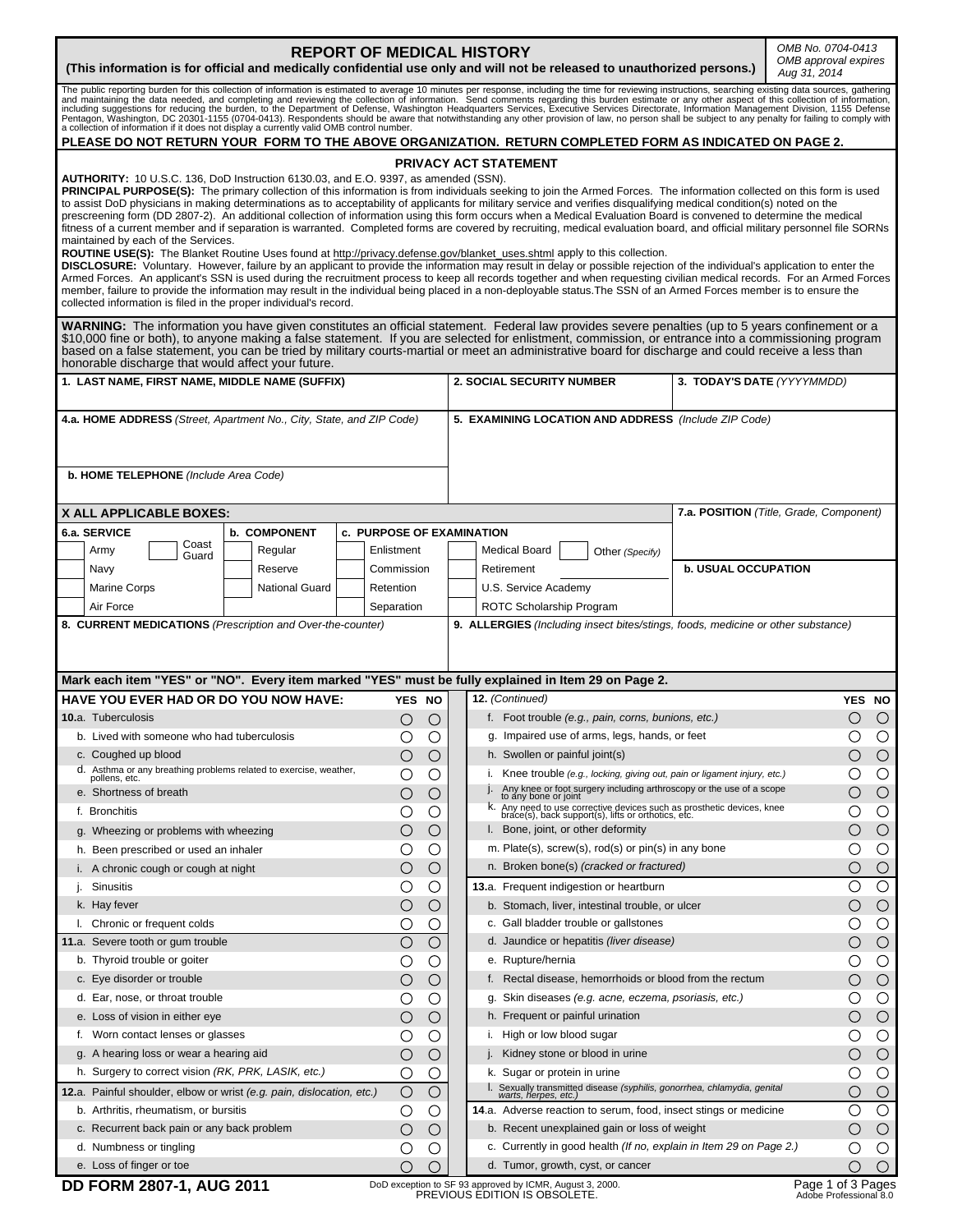# REPORT OF MEDICAL HISTORY

**(This information is for official and medically confidential use only and will not be released to unauthorized persons.)**

*OMB No. 0704-0413*
*OMB approval expires Aug 31, 2014*

The public reporting burden for this collection of information is estimated to average 10 minutes per response, including the time for reviewing instructions, searching existing data sources, gathering and maintaining the data needed, and completing and reviewing the collection of information. Send comments regarding this burden estimate or any other aspect of this collection of information, including suggestions for reducing the burden, to the Department of Defense, Washington Headquarters Services, Executive Services Directorate, Information Management Division, 1155 Defense Pentagon, Washington, DC 20301-1155 (0704-0413). Respondents should be aware that notwithstanding any other provision of law, no person shall be subject to any penalty for failing to comply with a collection of information if it does not display a currently valid OMB control number.

**PLEASE DO NOT RETURN YOUR FORM TO THE ABOVE ORGANIZATION. RETURN COMPLETED FORM AS INDICATED ON PAGE 2.**

## PRIVACY ACT STATEMENT

**AUTHORITY:** 10 U.S.C. 136, DoD Instruction 6130.03, and E.O. 9397, as amended (SSN).

**PRINCIPAL PURPOSE(S):** The primary collection of this information is from individuals seeking to join the Armed Forces. The information collected on this form is used to assist DoD physicians in making determinations as to acceptability of applicants for military service and verifies disqualifying medical condition(s) noted on the prescreening form (DD 2807-2). An additional collection of information using this form occurs when a Medical Evaluation Board is convened to determine the medical fitness of a current member and if separation is warranted. Completed forms are covered by recruiting, medical evaluation board, and official military personnel file SORNs maintained by each of the Services.

**ROUTINE USE(S):** The Blanket Routine Uses found at http://privacy.defense.gov/blanket_uses.shtml apply to this collection.

**DISCLOSURE:** Voluntary. However, failure by an applicant to provide the information may result in delay or possible rejection of the individual's application to enter the Armed Forces. An applicant's SSN is used during the recruitment process to keep all records together and when requesting civilian medical records. For an Armed Forces member, failure to provide the information may result in the individual being placed in a non-deployable status.The SSN of an Armed Forces member is to ensure the collected information is filed in the proper individual's record.

**WARNING:** The information you have given constitutes an official statement. Federal law provides severe penalties (up to 5 years confinement or a $10,000 fine or both), to anyone making a false statement. If you are selected for enlistment, commission, or entrance into a commissioning program based on a false statement, you can be tried by military courts-martial or meet an administrative board for discharge and could receive a less than honorable discharge that would affect your future.

| **1. LAST NAME, FIRST NAME, MIDDLE NAME (SUFFIX)** | **2. SOCIAL SECURITY NUMBER** | **3. TODAY'S DATE** *(YYYYMMDD)* |
|---|---|---|
| | | |

| **4.a. HOME ADDRESS** *(Street, Apartment No., City, State, and ZIP Code)* | **5. EXAMINING LOCATION AND ADDRESS** *(Include ZIP Code)* |
|---|---|
| **b. HOME TELEPHONE** *(Include Area Code)* | |

**X ALL APPLICABLE BOXES:**

| **6.a. SERVICE** | **b. COMPONENT** | **c. PURPOSE OF EXAMINATION** | | **7.a. POSITION** *(Title, Grade, Component)* |
|---|---|---|---|---|
| Army / Coast Guard | Regular | Enlistment | Medical Board / Other *(Specify)* | |
| Navy | Reserve | Commission | Retirement | **b. USUAL OCCUPATION** |
| Marine Corps | National Guard | Retention | U.S. Service Academy | |
| Air Force | | Separation | ROTC Scholarship Program | |

| **8. CURRENT MEDICATIONS** *(Prescription and Over-the-counter)* | **9. ALLERGIES** *(Including insect bites/stings, foods, medicine or other substance)* |
|---|---|
| | |

**Mark each item "YES" or "NO". Every item marked "YES" must be fully explained in Item 29 on Page 2.**

| **HAVE YOU EVER HAD OR DO YOU NOW HAVE:** | **YES** | **NO** |
|---|---|---|
| **10.**a. Tuberculosis | ◯ | ◯ |
| b. Lived with someone who had tuberculosis | ◯ | ◯ |
| c. Coughed up blood | ◯ | ◯ |
| d. Asthma or any breathing problems related to exercise, weather, pollens, etc. | ◯ | ◯ |
| e. Shortness of breath | ◯ | ◯ |
| f. Bronchitis | ◯ | ◯ |
| g. Wheezing or problems with wheezing | ◯ | ◯ |
| h. Been prescribed or used an inhaler | ◯ | ◯ |
| i. A chronic cough or cough at night | ◯ | ◯ |
| j. Sinusitis | ◯ | ◯ |
| k. Hay fever | ◯ | ◯ |
| l. Chronic or frequent colds | ◯ | ◯ |
| **11.**a. Severe tooth or gum trouble | ◯ | ◯ |
| b. Thyroid trouble or goiter | ◯ | ◯ |
| c. Eye disorder or trouble | ◯ | ◯ |
| d. Ear, nose, or throat trouble | ◯ | ◯ |
| e. Loss of vision in either eye | ◯ | ◯ |
| f. Worn contact lenses or glasses | ◯ | ◯ |
| g. A hearing loss or wear a hearing aid | ◯ | ◯ |
| h. Surgery to correct vision *(RK, PRK, LASIK, etc.)* | ◯ | ◯ |
| **12.**a. Painful shoulder, elbow or wrist *(e.g. pain, dislocation, etc.)* | ◯ | ◯ |
| b. Arthritis, rheumatism, or bursitis | ◯ | ◯ |
| c. Recurrent back pain or any back problem | ◯ | ◯ |
| d. Numbness or tingling | ◯ | ◯ |
| e. Loss of finger or toe | ◯ | ◯ |
| **12.** *(Continued)* | | |
| f. Foot trouble *(e.g., pain, corns, bunions, etc.)* | ◯ | ◯ |
| g. Impaired use of arms, legs, hands, or feet | ◯ | ◯ |
| h. Swollen or painful joint(s) | ◯ | ◯ |
| i. Knee trouble *(e.g., locking, giving out, pain or ligament injury, etc.)* | ◯ | ◯ |
| j. Any knee or foot surgery including arthroscopy or the use of a scope to any bone or joint | ◯ | ◯ |
| k. Any need to use corrective devices such as prosthetic devices, knee brace(s), back support(s), lifts or orthotics, etc. | ◯ | ◯ |
| l. Bone, joint, or other deformity | ◯ | ◯ |
| m. Plate(s), screw(s), rod(s) or pin(s) in any bone | ◯ | ◯ |
| n. Broken bone(s) *(cracked or fractured)* | ◯ | ◯ |
| **13.**a. Frequent indigestion or heartburn | ◯ | ◯ |
| b. Stomach, liver, intestinal trouble, or ulcer | ◯ | ◯ |
| c. Gall bladder trouble or gallstones | ◯ | ◯ |
| d. Jaundice or hepatitis *(liver disease)* | ◯ | ◯ |
| e. Rupture/hernia | ◯ | ◯ |
| f. Rectal disease, hemorrhoids or blood from the rectum | ◯ | ◯ |
| g. Skin diseases *(e.g. acne, eczema, psoriasis, etc.)* | ◯ | ◯ |
| h. Frequent or painful urination | ◯ | ◯ |
| i. High or low blood sugar | ◯ | ◯ |
| j. Kidney stone or blood in urine | ◯ | ◯ |
| k. Sugar or protein in urine | ◯ | ◯ |
| l. Sexually transmitted disease *(syphilis, gonorrhea, chlamydia, genital warts, herpes, etc.)* | ◯ | ◯ |
| **14.**a. Adverse reaction to serum, food, insect stings or medicine | ◯ | ◯ |
| b. Recent unexplained gain or loss of weight | ◯ | ◯ |
| c. Currently in good health *(If no, explain in Item 29 on Page 2.)* | ◯ | ◯ |
| d. Tumor, growth, cyst, or cancer | ◯ | ◯ |

**DD FORM 2807-1, AUG 2011**

DoD exception to SF 93 approved by ICMR, August 3, 2000.
PREVIOUS EDITION IS OBSOLETE.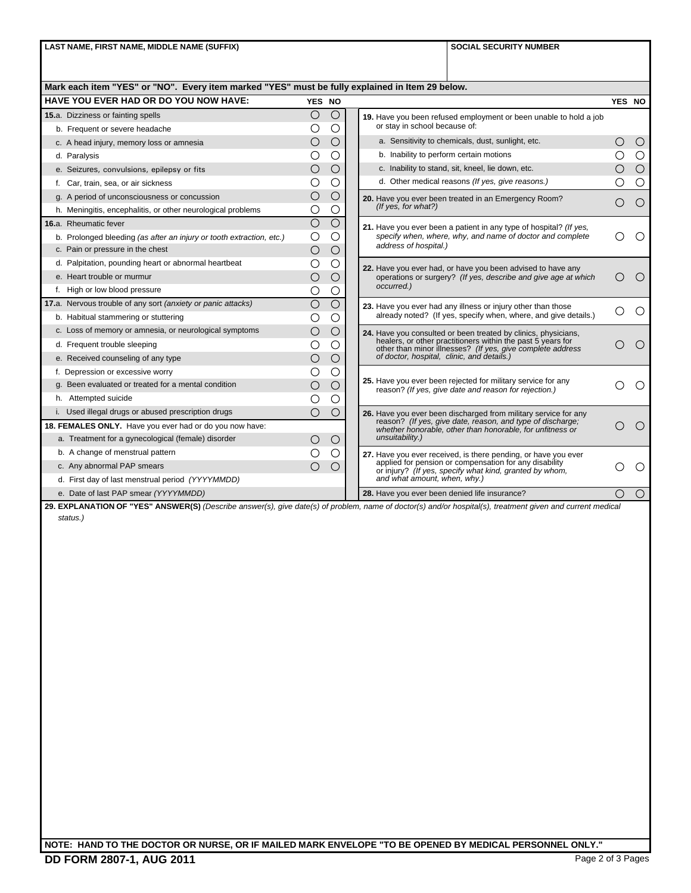| LAST NAME, FIRST NAME, MIDDLE NAME (SUFFIX) | SOCIAL SECURITY NUMBER |
|---|---|
| | |

**Mark each item "YES" or "NO". Every item marked "YES" must be fully explained in Item 29 below.**

| HAVE YOU EVER HAD OR DO YOU NOW HAVE: | YES | NO |
|---|---|---|
| **15.**a. Dizziness or fainting spells | ○ | ○ |
| b. Frequent or severe headache | ○ | ○ |
| c. A head injury, memory loss or amnesia | ○ | ○ |
| d. Paralysis | ○ | ○ |
| e. Seizures, convulsions, epilepsy or fits | ○ | ○ |
| f. Car, train, sea, or air sickness | ○ | ○ |
| g. A period of unconsciousness or concussion | ○ | ○ |
| h. Meningitis, encephalitis, or other neurological problems | ○ | ○ |
| **16.**a. Rheumatic fever | ○ | ○ |
| b. Prolonged bleeding *(as after an injury or tooth extraction, etc.)* | ○ | ○ |
| c. Pain or pressure in the chest | ○ | ○ |
| d. Palpitation, pounding heart or abnormal heartbeat | ○ | ○ |
| e. Heart trouble or murmur | ○ | ○ |
| f. High or low blood pressure | ○ | ○ |
| **17.**a. Nervous trouble of any sort *(anxiety or panic attacks)* | ○ | ○ |
| b. Habitual stammering or stuttering | ○ | ○ |
| c. Loss of memory or amnesia, or neurological symptoms | ○ | ○ |
| d. Frequent trouble sleeping | ○ | ○ |
| e. Received counseling of any type | ○ | ○ |
| f. Depression or excessive worry | ○ | ○ |
| g. Been evaluated or treated for a mental condition | ○ | ○ |
| h. Attempted suicide | ○ | ○ |
| i. Used illegal drugs or abused prescription drugs | ○ | ○ |
| **18. FEMALES ONLY.** Have you ever had or do you now have: | | |
| a. Treatment for a gynecological (female) disorder | ○ | ○ |
| b. A change of menstrual pattern | ○ | ○ |
| c. Any abnormal PAP smears | ○ | ○ |
| d. First day of last menstrual period *(YYYYMMDD)* | | |
| e. Date of last PAP smear *(YYYYMMDD)* | | |

| | YES | NO |
|---|---|---|
| **19.** Have you been refused employment or been unable to hold a job or stay in school because of: | | |
| a. Sensitivity to chemicals, dust, sunlight, etc. | ○ | ○ |
| b. Inability to perform certain motions | ○ | ○ |
| c. Inability to stand, sit, kneel, lie down, etc. | ○ | ○ |
| d. Other medical reasons *(If yes, give reasons.)* | ○ | ○ |
| **20.** Have you ever been treated in an Emergency Room? *(If yes, for what?)* | ○ | ○ |
| **21.** Have you ever been a patient in any type of hospital? *(If yes, specify when, where, why, and name of doctor and complete address of hospital.)* | ○ | ○ |
| **22.** Have you ever had, or have you been advised to have any operations or surgery? *(If yes, describe and give age at which occurred.)* | ○ | ○ |
| **23.** Have you ever had any illness or injury other than those already noted? (If yes, specify when, where, and give details.) | ○ | ○ |
| **24.** Have you consulted or been treated by clinics, physicians, healers, or other practitioners within the past 5 years for other than minor illnesses? *(If yes, give complete address of doctor, hospital, clinic, and details.)* | ○ | ○ |
| **25.** Have you ever been rejected for military service for any reason? *(If yes, give date and reason for rejection.)* | ○ | ○ |
| **26.** Have you ever been discharged from military service for any reason? *(If yes, give date, reason, and type of discharge; whether honorable, other than honorable, for unfitness or unsuitability.)* | ○ | ○ |
| **27.** Have you ever received, is there pending, or have you ever applied for pension or compensation for any disability or injury? *(If yes, specify what kind, granted by whom, and what amount, when, why.)* | ○ | ○ |
| **28.** Have you ever been denied life insurance? | ○ | ○ |

**29. EXPLANATION OF "YES" ANSWER(S)** *(Describe answer(s), give date(s) of problem, name of doctor(s) and/or hospital(s), treatment given and current medical status.)*

**NOTE: HAND TO THE DOCTOR OR NURSE, OR IF MAILED MARK ENVELOPE "TO BE OPENED BY MEDICAL PERSONNEL ONLY."**

**DD FORM 2807-1, AUG 2011**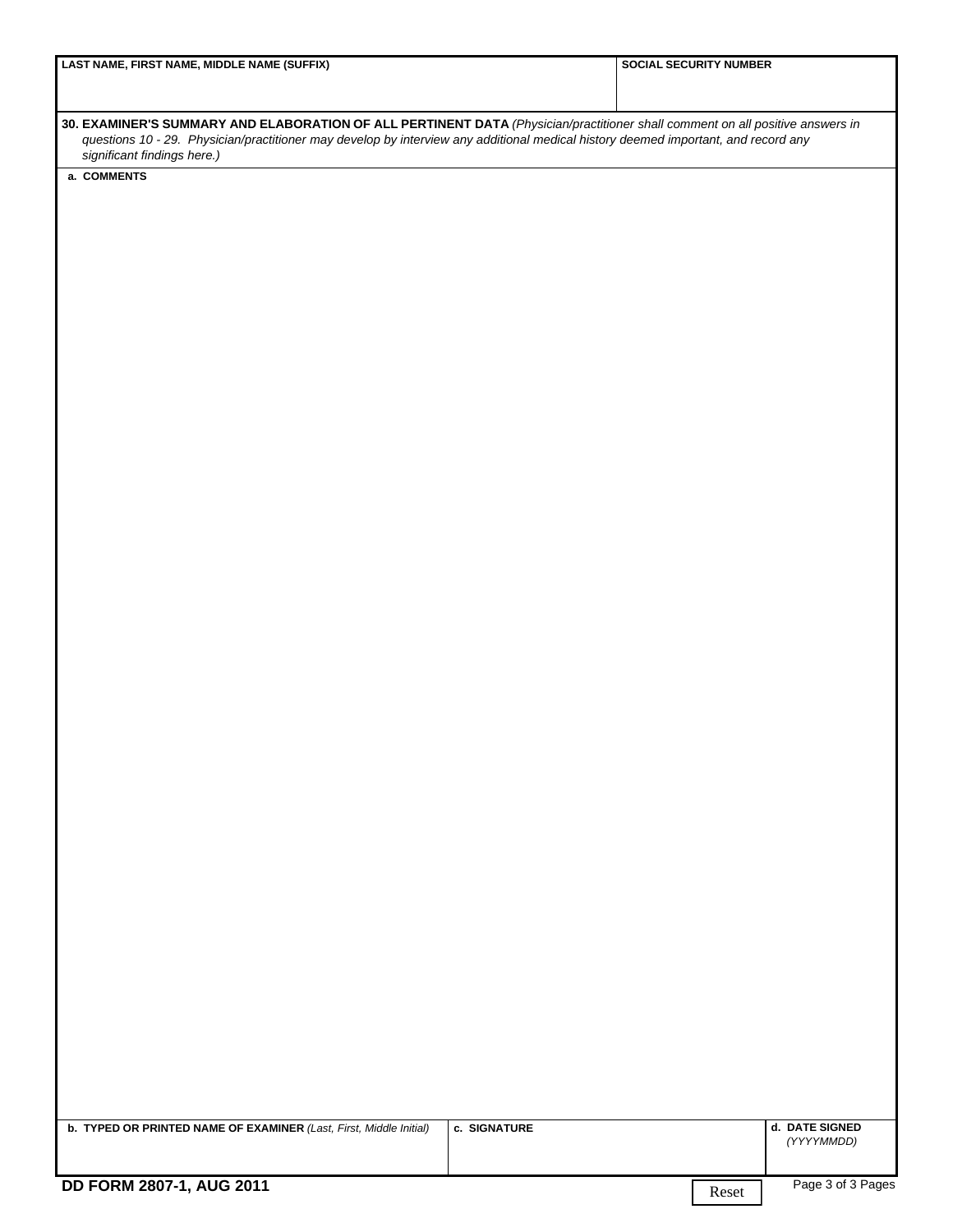| LAST NAME, FIRST NAME, MIDDLE NAME (SUFFIX) | SOCIAL SECURITY NUMBER |
| --- | --- |
| | |

**30. EXAMINER'S SUMMARY AND ELABORATION OF ALL PERTINENT DATA** *(Physician/practitioner shall comment on all positive answers in questions 10 - 29. Physician/practitioner may develop by interview any additional medical history deemed important, and record any significant findings here.)*

**a. COMMENTS**

| b. TYPED OR PRINTED NAME OF EXAMINER *(Last, First, Middle Initial)* | c. SIGNATURE | d. DATE SIGNED *(YYYYMMDD)* |
| --- | --- | --- |
| | | |

**DD FORM 2807-1, AUG 2011**

Reset